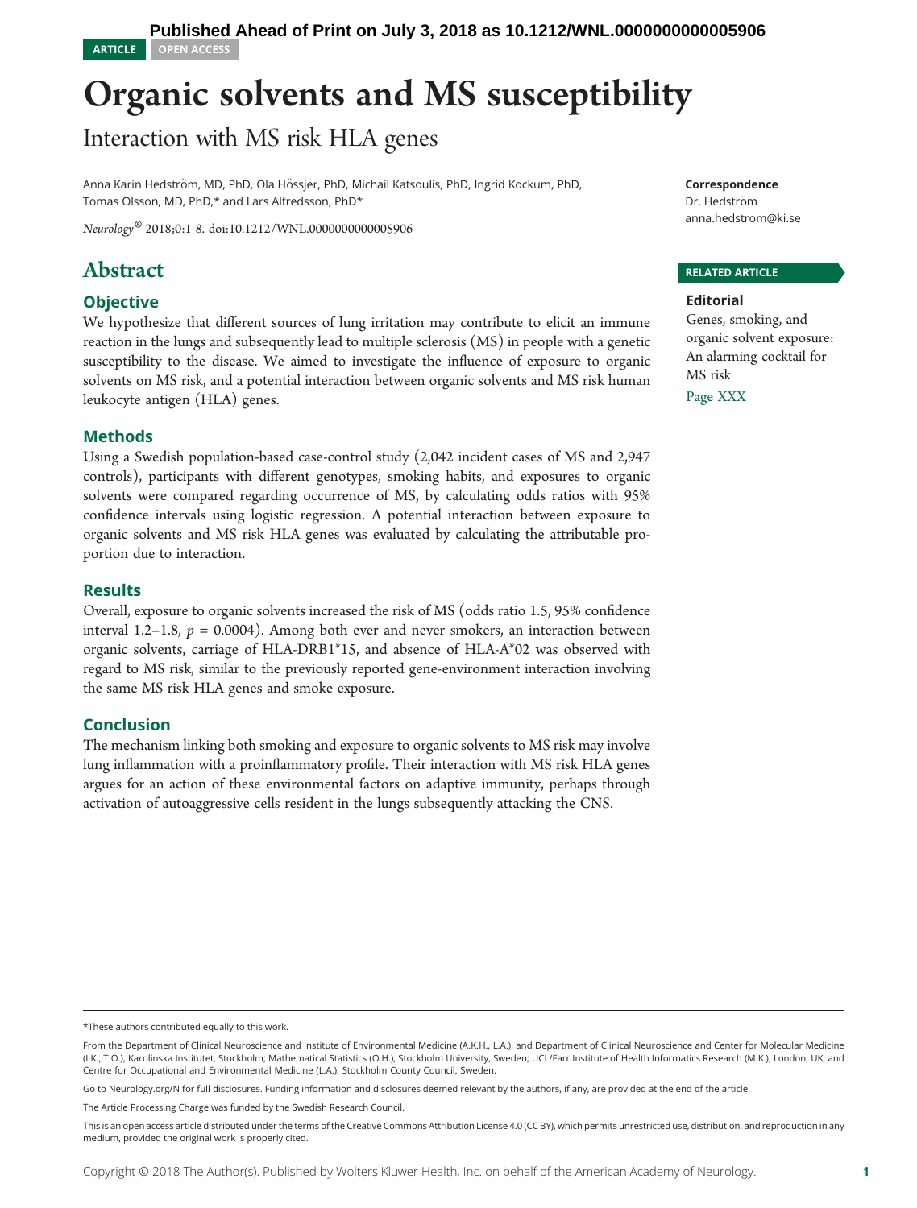Published Ahead of Print on July 3, 2018 as 10.1212/WNL.0000000000005906

ARTICLE OPEN ACCESS

# Organic solvents and MS susceptibility

## Interaction with MS risk HLA genes

Anna Karin Hedström, MD, PhD, Ola Hössjer, PhD, Michail Katsoulis, PhD, Ingrid Kockum, PhD, Tomas Olsson, MD, PhD,* and Lars Alfredsson, PhD*

*Neurology®* 2018;0:1-8. doi:10.1212/WNL.0000000000005906

**Correspondence**
Dr. Hedström
anna.hedstrom@ki.se

**RELATED ARTICLE**

**Editorial**
Genes, smoking, and organic solvent exposure: An alarming cocktail for MS risk
Page XXX

## Abstract

### Objective

We hypothesize that different sources of lung irritation may contribute to elicit an immune reaction in the lungs and subsequently lead to multiple sclerosis (MS) in people with a genetic susceptibility to the disease. We aimed to investigate the influence of exposure to organic solvents on MS risk, and a potential interaction between organic solvents and MS risk human leukocyte antigen (HLA) genes.

### Methods

Using a Swedish population-based case-control study (2,042 incident cases of MS and 2,947 controls), participants with different genotypes, smoking habits, and exposures to organic solvents were compared regarding occurrence of MS, by calculating odds ratios with 95% confidence intervals using logistic regression. A potential interaction between exposure to organic solvents and MS risk HLA genes was evaluated by calculating the attributable proportion due to interaction.

### Results

Overall, exposure to organic solvents increased the risk of MS (odds ratio 1.5, 95% confidence interval 1.2–1.8, $p$ = 0.0004). Among both ever and never smokers, an interaction between organic solvents, carriage of HLA-DRB1*15, and absence of HLA-A*02 was observed with regard to MS risk, similar to the previously reported gene-environment interaction involving the same MS risk HLA genes and smoke exposure.

### Conclusion

The mechanism linking both smoking and exposure to organic solvents to MS risk may involve lung inflammation with a proinflammatory profile. Their interaction with MS risk HLA genes argues for an action of these environmental factors on adaptive immunity, perhaps through activation of autoaggressive cells resident in the lungs subsequently attacking the CNS.

*These authors contributed equally to this work.

From the Department of Clinical Neuroscience and Institute of Environmental Medicine (A.K.H., L.A.), and Department of Clinical Neuroscience and Center for Molecular Medicine (I.K., T.O.), Karolinska Institutet, Stockholm; Mathematical Statistics (O.H.), Stockholm University, Sweden; UCL/Farr Institute of Health Informatics Research (M.K.), London, UK; and Centre for Occupational and Environmental Medicine (L.A.), Stockholm County Council, Sweden.

Go to Neurology.org/N for full disclosures. Funding information and disclosures deemed relevant by the authors, if any, are provided at the end of the article.

The Article Processing Charge was funded by the Swedish Research Council.

This is an open access article distributed under the terms of the Creative Commons Attribution License 4.0 (CC BY), which permits unrestricted use, distribution, and reproduction in any medium, provided the original work is properly cited.

Copyright © 2018 The Author(s). Published by Wolters Kluwer Health, Inc. on behalf of the American Academy of Neurology.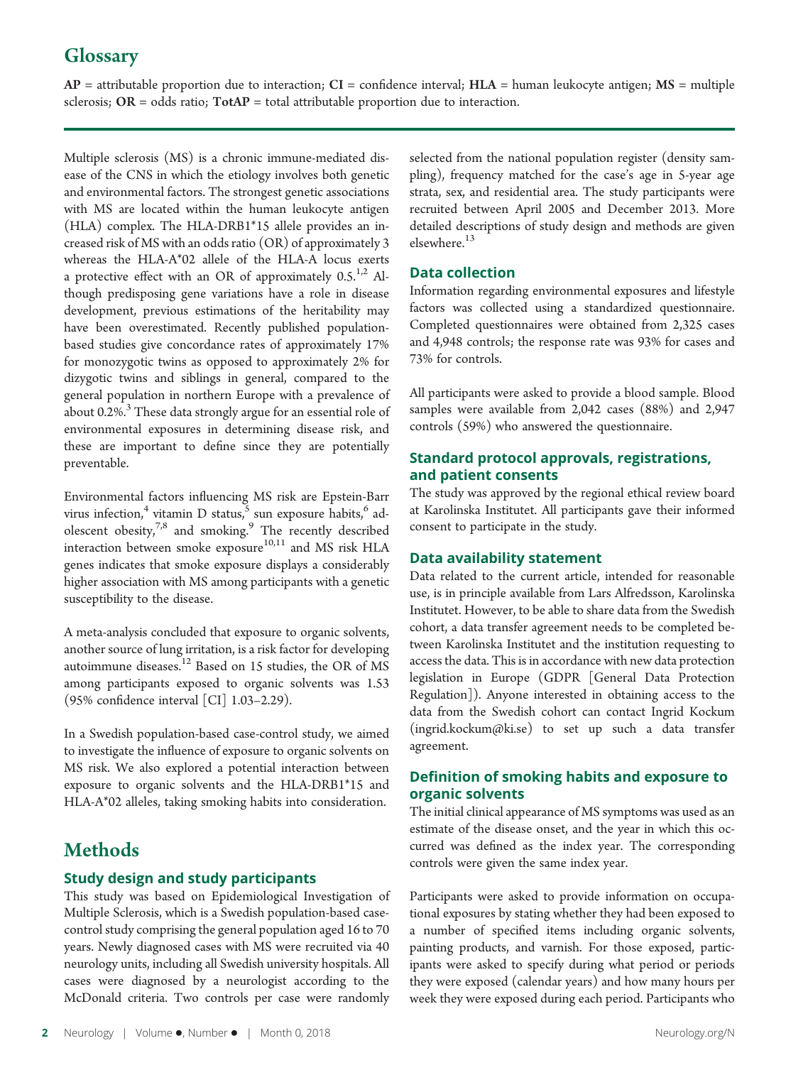## Glossary

**AP** = attributable proportion due to interaction; **CI** = confidence interval; **HLA** = human leukocyte antigen; **MS** = multiple sclerosis; **OR** = odds ratio; **TotAP** = total attributable proportion due to interaction.

Multiple sclerosis (MS) is a chronic immune-mediated disease of the CNS in which the etiology involves both genetic and environmental factors. The strongest genetic associations with MS are located within the human leukocyte antigen (HLA) complex. The HLA-DRB1*15 allele provides an increased risk of MS with an odds ratio (OR) of approximately 3 whereas the HLA-A*02 allele of the HLA-A locus exerts a protective effect with an OR of approximately 0.5.[1,2] Although predisposing gene variations have a role in disease development, previous estimations of the heritability may have been overestimated. Recently published population-based studies give concordance rates of approximately 17% for monozygotic twins as opposed to approximately 2% for dizygotic twins and siblings in general, compared to the general population in northern Europe with a prevalence of about 0.2%.[3] These data strongly argue for an essential role of environmental exposures in determining disease risk, and these are important to define since they are potentially preventable.

Environmental factors influencing MS risk are Epstein-Barr virus infection,[4] vitamin D status,[5] sun exposure habits,[6] adolescent obesity,[7,8] and smoking.[9] The recently described interaction between smoke exposure[10,11] and MS risk HLA genes indicates that smoke exposure displays a considerably higher association with MS among participants with a genetic susceptibility to the disease.

A meta-analysis concluded that exposure to organic solvents, another source of lung irritation, is a risk factor for developing autoimmune diseases.[12] Based on 15 studies, the OR of MS among participants exposed to organic solvents was 1.53 (95% confidence interval [CI] 1.03–2.29).

In a Swedish population-based case-control study, we aimed to investigate the influence of exposure to organic solvents on MS risk. We also explored a potential interaction between exposure to organic solvents and the HLA-DRB1*15 and HLA-A*02 alleles, taking smoking habits into consideration.

# Methods

### Study design and study participants

This study was based on Epidemiological Investigation of Multiple Sclerosis, which is a Swedish population-based case-control study comprising the general population aged 16 to 70 years. Newly diagnosed cases with MS were recruited via 40 neurology units, including all Swedish university hospitals. All cases were diagnosed by a neurologist according to the McDonald criteria. Two controls per case were randomly selected from the national population register (density sampling), frequency matched for the case's age in 5-year age strata, sex, and residential area. The study participants were recruited between April 2005 and December 2013. More detailed descriptions of study design and methods are given elsewhere.[13]

### Data collection

Information regarding environmental exposures and lifestyle factors was collected using a standardized questionnaire. Completed questionnaires were obtained from 2,325 cases and 4,948 controls; the response rate was 93% for cases and 73% for controls.

All participants were asked to provide a blood sample. Blood samples were available from 2,042 cases (88%) and 2,947 controls (59%) who answered the questionnaire.

### Standard protocol approvals, registrations, and patient consents

The study was approved by the regional ethical review board at Karolinska Institutet. All participants gave their informed consent to participate in the study.

### Data availability statement

Data related to the current article, intended for reasonable use, is in principle available from Lars Alfredsson, Karolinska Institutet. However, to be able to share data from the Swedish cohort, a data transfer agreement needs to be completed between Karolinska Institutet and the institution requesting to access the data. This is in accordance with new data protection legislation in Europe (GDPR [General Data Protection Regulation]). Anyone interested in obtaining access to the data from the Swedish cohort can contact Ingrid Kockum (ingrid.kockum@ki.se) to set up such a data transfer agreement.

### Definition of smoking habits and exposure to organic solvents

The initial clinical appearance of MS symptoms was used as an estimate of the disease onset, and the year in which this occurred was defined as the index year. The corresponding controls were given the same index year.

Participants were asked to provide information on occupational exposures by stating whether they had been exposed to a number of specified items including organic solvents, painting products, and varnish. For those exposed, participants were asked to specify during what period or periods they were exposed (calendar years) and how many hours per week they were exposed during each period. Participants who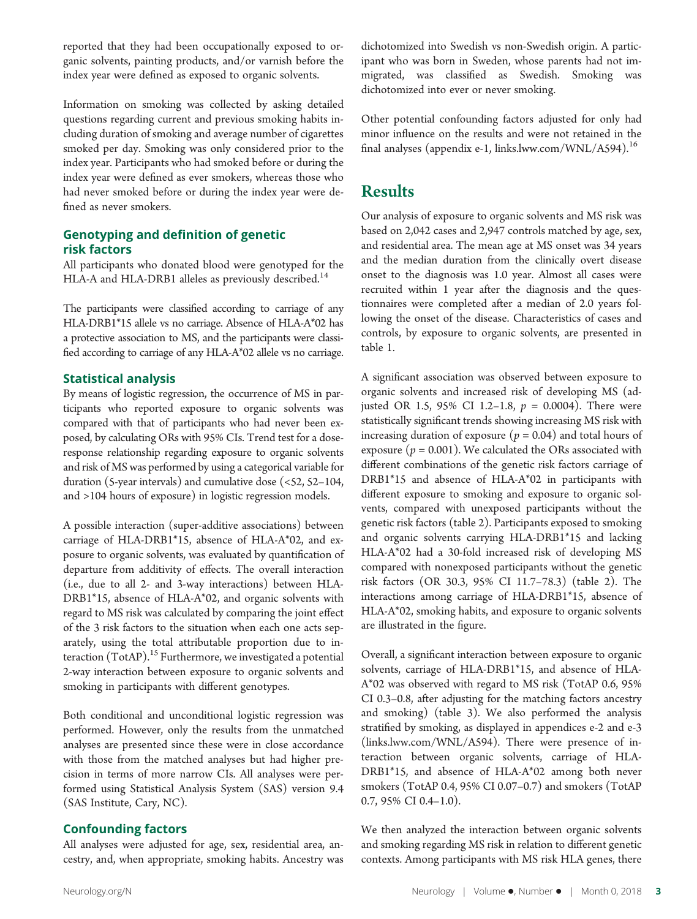reported that they had been occupationally exposed to organic solvents, painting products, and/or varnish before the index year were defined as exposed to organic solvents.

Information on smoking was collected by asking detailed questions regarding current and previous smoking habits including duration of smoking and average number of cigarettes smoked per day. Smoking was only considered prior to the index year. Participants who had smoked before or during the index year were defined as ever smokers, whereas those who had never smoked before or during the index year were defined as never smokers.

### Genotyping and definition of genetic risk factors

All participants who donated blood were genotyped for the HLA-A and HLA-DRB1 alleles as previously described.[14]

The participants were classified according to carriage of any HLA-DRB1*15 allele vs no carriage. Absence of HLA-A*02 has a protective association to MS, and the participants were classified according to carriage of any HLA-A*02 allele vs no carriage.

### Statistical analysis

By means of logistic regression, the occurrence of MS in participants who reported exposure to organic solvents was compared with that of participants who had never been exposed, by calculating ORs with 95% CIs. Trend test for a dose-response relationship regarding exposure to organic solvents and risk of MS was performed by using a categorical variable for duration (5-year intervals) and cumulative dose (<52, 52–104, and >104 hours of exposure) in logistic regression models.

A possible interaction (super-additive associations) between carriage of HLA-DRB1*15, absence of HLA-A*02, and exposure to organic solvents, was evaluated by quantification of departure from additivity of effects. The overall interaction (i.e., due to all 2- and 3-way interactions) between HLA-DRB1*15, absence of HLA-A*02, and organic solvents with regard to MS risk was calculated by comparing the joint effect of the 3 risk factors to the situation when each one acts separately, using the total attributable proportion due to interaction (TotAP).[15] Furthermore, we investigated a potential 2-way interaction between exposure to organic solvents and smoking in participants with different genotypes.

Both conditional and unconditional logistic regression was performed. However, only the results from the unmatched analyses are presented since these were in close accordance with those from the matched analyses but had higher precision in terms of more narrow CIs. All analyses were performed using Statistical Analysis System (SAS) version 9.4 (SAS Institute, Cary, NC).

### Confounding factors

All analyses were adjusted for age, sex, residential area, ancestry, and, when appropriate, smoking habits. Ancestry was dichotomized into Swedish vs non-Swedish origin. A participant who was born in Sweden, whose parents had not immigrated, was classified as Swedish. Smoking was dichotomized into ever or never smoking.

Other potential confounding factors adjusted for only had minor influence on the results and were not retained in the final analyses (appendix e-1, links.lww.com/WNL/A594).[16]

## Results

Our analysis of exposure to organic solvents and MS risk was based on 2,042 cases and 2,947 controls matched by age, sex, and residential area. The mean age at MS onset was 34 years and the median duration from the clinically overt disease onset to the diagnosis was 1.0 year. Almost all cases were recruited within 1 year after the diagnosis and the questionnaires were completed after a median of 2.0 years following the onset of the disease. Characteristics of cases and controls, by exposure to organic solvents, are presented in table 1.

A significant association was observed between exposure to organic solvents and increased risk of developing MS (adjusted OR 1.5, 95% CI 1.2–1.8, $p = 0.0004$). There were statistically significant trends showing increasing MS risk with increasing duration of exposure ($p = 0.04$) and total hours of exposure ($p = 0.001$). We calculated the ORs associated with different combinations of the genetic risk factors carriage of DRB1*15 and absence of HLA-A*02 in participants with different exposure to smoking and exposure to organic solvents, compared with unexposed participants without the genetic risk factors (table 2). Participants exposed to smoking and organic solvents carrying HLA-DRB1*15 and lacking HLA-A*02 had a 30-fold increased risk of developing MS compared with nonexposed participants without the genetic risk factors (OR 30.3, 95% CI 11.7–78.3) (table 2). The interactions among carriage of HLA-DRB1*15, absence of HLA-A*02, smoking habits, and exposure to organic solvents are illustrated in the figure.

Overall, a significant interaction between exposure to organic solvents, carriage of HLA-DRB1*15, and absence of HLA-A*02 was observed with regard to MS risk (TotAP 0.6, 95% CI 0.3–0.8, after adjusting for the matching factors ancestry and smoking) (table 3). We also performed the analysis stratified by smoking, as displayed in appendices e-2 and e-3 (links.lww.com/WNL/A594). There were presence of interaction between organic solvents, carriage of HLA-DRB1*15, and absence of HLA-A*02 among both never smokers (TotAP 0.4, 95% CI 0.07–0.7) and smokers (TotAP 0.7, 95% CI 0.4–1.0).

We then analyzed the interaction between organic solvents and smoking regarding MS risk in relation to different genetic contexts. Among participants with MS risk HLA genes, there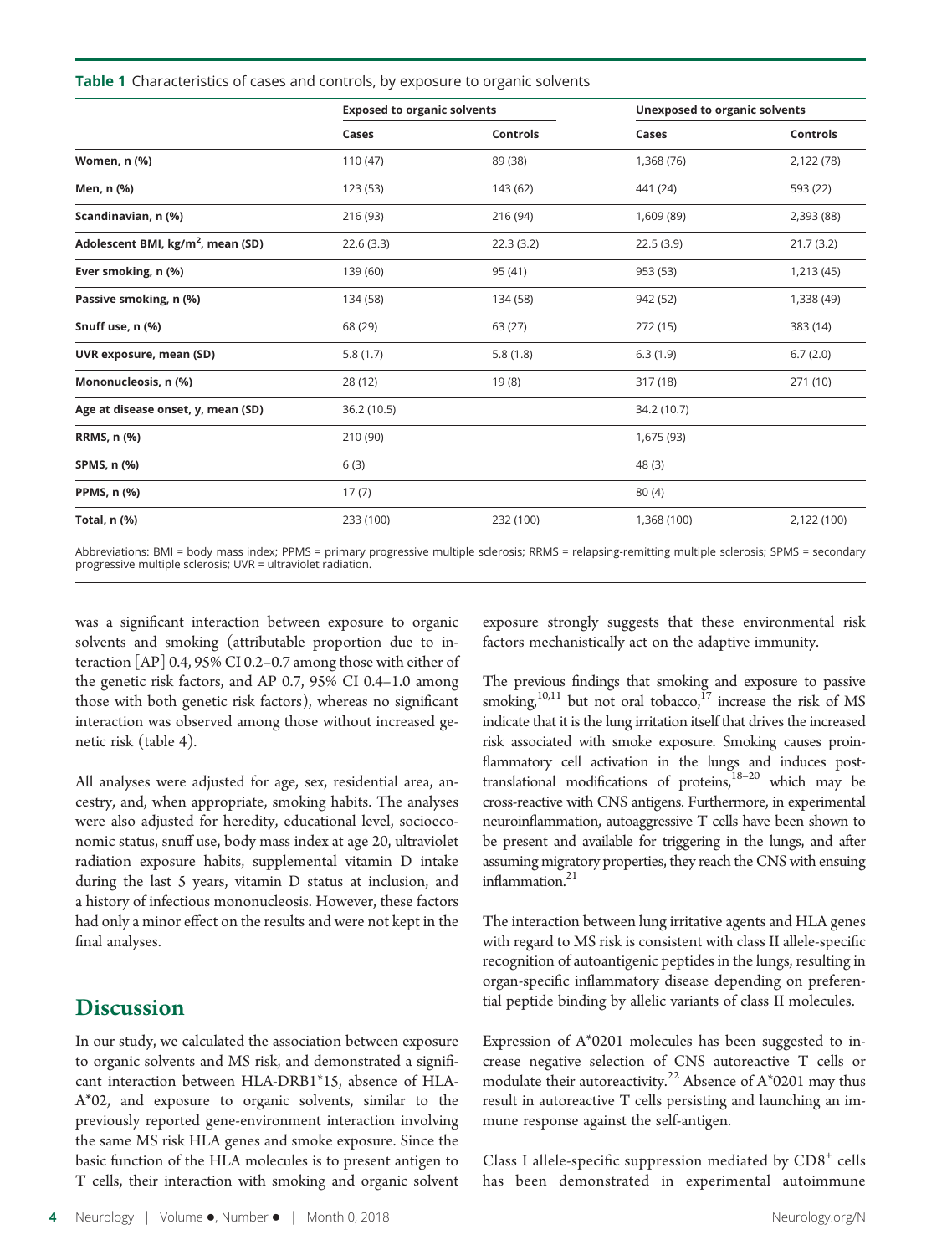**Table 1** Characteristics of cases and controls, by exposure to organic solvents

| | Exposed to organic solvents | | Unexposed to organic solvents | |
|---|---|---|---|---|
| | **Cases** | **Controls** | **Cases** | **Controls** |
| **Women, n (%)** | 110 (47) | 89 (38) | 1,368 (76) | 2,122 (78) |
| **Men, n (%)** | 123 (53) | 143 (62) | 441 (24) | 593 (22) |
| **Scandinavian, n (%)** | 216 (93) | 216 (94) | 1,609 (89) | 2,393 (88) |
| **Adolescent BMI, kg/m$^2$, mean (SD)** | 22.6 (3.3) | 22.3 (3.2) | 22.5 (3.9) | 21.7 (3.2) |
| **Ever smoking, n (%)** | 139 (60) | 95 (41) | 953 (53) | 1,213 (45) |
| **Passive smoking, n (%)** | 134 (58) | 134 (58) | 942 (52) | 1,338 (49) |
| **Snuff use, n (%)** | 68 (29) | 63 (27) | 272 (15) | 383 (14) |
| **UVR exposure, mean (SD)** | 5.8 (1.7) | 5.8 (1.8) | 6.3 (1.9) | 6.7 (2.0) |
| **Mononucleosis, n (%)** | 28 (12) | 19 (8) | 317 (18) | 271 (10) |
| **Age at disease onset, y, mean (SD)** | 36.2 (10.5) | | 34.2 (10.7) | |
| **RRMS, n (%)** | 210 (90) | | 1,675 (93) | |
| **SPMS, n (%)** | 6 (3) | | 48 (3) | |
| **PPMS, n (%)** | 17 (7) | | 80 (4) | |
| **Total, n (%)** | 233 (100) | 232 (100) | 1,368 (100) | 2,122 (100) |

Abbreviations: BMI = body mass index; PPMS = primary progressive multiple sclerosis; RRMS = relapsing-remitting multiple sclerosis; SPMS = secondary progressive multiple sclerosis; UVR = ultraviolet radiation.

was a significant interaction between exposure to organic solvents and smoking (attributable proportion due to interaction [AP] 0.4, 95% CI 0.2–0.7 among those with either of the genetic risk factors, and AP 0.7, 95% CI 0.4–1.0 among those with both genetic risk factors), whereas no significant interaction was observed among those without increased genetic risk (table 4).

All analyses were adjusted for age, sex, residential area, ancestry, and, when appropriate, smoking habits. The analyses were also adjusted for heredity, educational level, socioeconomic status, snuff use, body mass index at age 20, ultraviolet radiation exposure habits, supplemental vitamin D intake during the last 5 years, vitamin D status at inclusion, and a history of infectious mononucleosis. However, these factors had only a minor effect on the results and were not kept in the final analyses.

## Discussion

In our study, we calculated the association between exposure to organic solvents and MS risk, and demonstrated a significant interaction between HLA-DRB1*15, absence of HLA-A*02, and exposure to organic solvents, similar to the previously reported gene-environment interaction involving the same MS risk HLA genes and smoke exposure. Since the basic function of the HLA molecules is to present antigen to T cells, their interaction with smoking and organic solvent exposure strongly suggests that these environmental risk factors mechanistically act on the adaptive immunity.

The previous findings that smoking and exposure to passive smoking,[10,11] but not oral tobacco,[17] increase the risk of MS indicate that it is the lung irritation itself that drives the increased risk associated with smoke exposure. Smoking causes proinflammatory cell activation in the lungs and induces post-translational modifications of proteins,[18–20] which may be cross-reactive with CNS antigens. Furthermore, in experimental neuroinflammation, autoaggressive T cells have been shown to be present and available for triggering in the lungs, and after assuming migratory properties, they reach the CNS with ensuing inflammation.[21]

The interaction between lung irritative agents and HLA genes with regard to MS risk is consistent with class II allele-specific recognition of autoantigenic peptides in the lungs, resulting in organ-specific inflammatory disease depending on preferential peptide binding by allelic variants of class II molecules.

Expression of A*0201 molecules has been suggested to increase negative selection of CNS autoreactive T cells or modulate their autoreactivity.[22] Absence of A*0201 may thus result in autoreactive T cells persisting and launching an immune response against the self-antigen.

Class I allele-specific suppression mediated by CD8$^+$ cells has been demonstrated in experimental autoimmune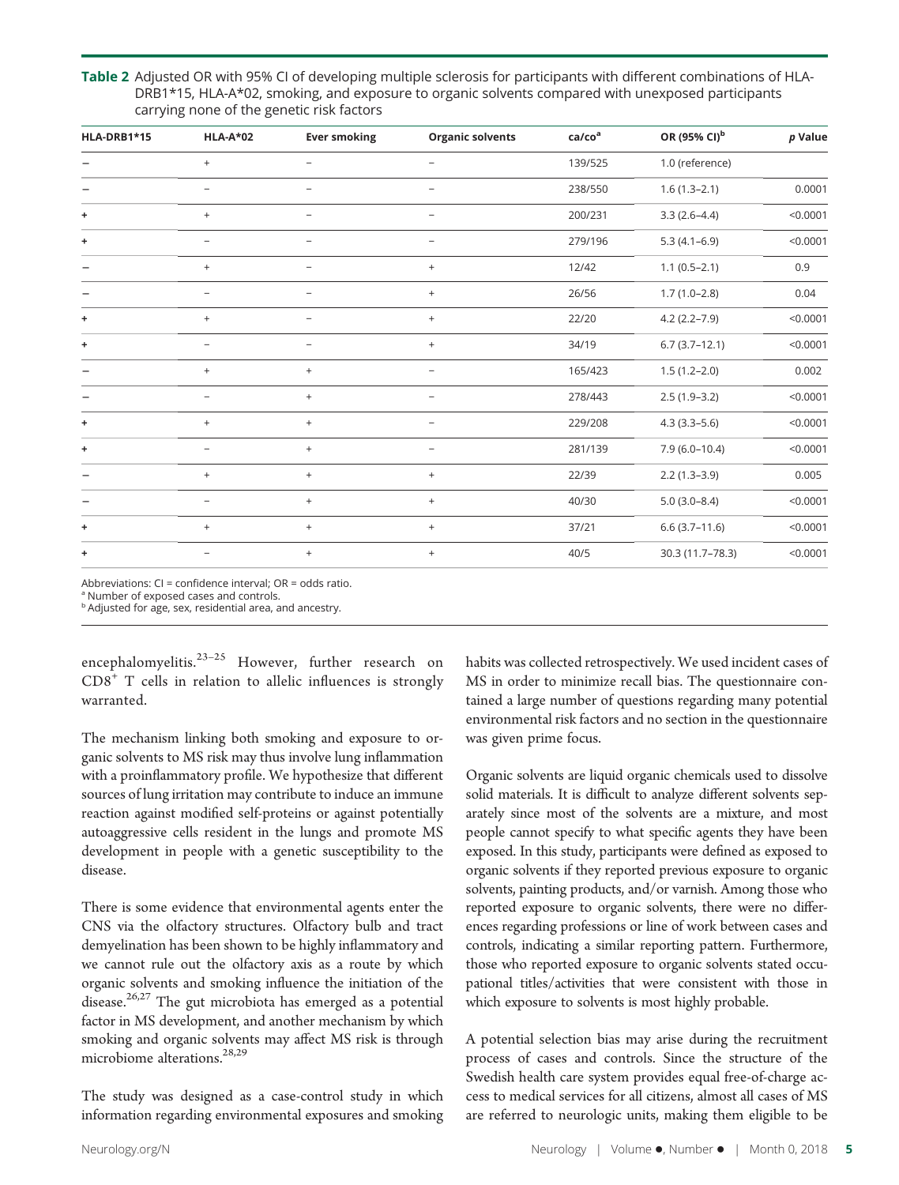**Table 2** Adjusted OR with 95% CI of developing multiple sclerosis for participants with different combinations of HLA-DRB1*15, HLA-A*02, smoking, and exposure to organic solvents compared with unexposed participants carrying none of the genetic risk factors

| HLA-DRB1*15 | HLA-A*02 | Ever smoking | Organic solvents | ca/co[a] | OR (95% CI)[b] | p Value |
|---|---|---|---|---|---|---|
| − | + | − | − | 139/525 | 1.0 (reference) | |
| − | − | − | − | 238/550 | 1.6 (1.3–2.1) | 0.0001 |
| + | + | − | − | 200/231 | 3.3 (2.6–4.4) | <0.0001 |
| + | − | − | − | 279/196 | 5.3 (4.1–6.9) | <0.0001 |
| − | + | − | + | 12/42 | 1.1 (0.5–2.1) | 0.9 |
| − | − | − | + | 26/56 | 1.7 (1.0–2.8) | 0.04 |
| + | + | − | + | 22/20 | 4.2 (2.2–7.9) | <0.0001 |
| + | − | − | + | 34/19 | 6.7 (3.7–12.1) | <0.0001 |
| − | + | + | − | 165/423 | 1.5 (1.2–2.0) | 0.002 |
| − | − | + | − | 278/443 | 2.5 (1.9–3.2) | <0.0001 |
| + | + | + | − | 229/208 | 4.3 (3.3–5.6) | <0.0001 |
| + | − | + | − | 281/139 | 7.9 (6.0–10.4) | <0.0001 |
| − | + | + | + | 22/39 | 2.2 (1.3–3.9) | 0.005 |
| − | − | + | + | 40/30 | 5.0 (3.0–8.4) | <0.0001 |
| + | + | + | + | 37/21 | 6.6 (3.7–11.6) | <0.0001 |
| + | − | + | + | 40/5 | 30.3 (11.7–78.3) | <0.0001 |

Abbreviations: CI = confidence interval; OR = odds ratio.
[a] Number of exposed cases and controls.
[b] Adjusted for age, sex, residential area, and ancestry.

encephalomyelitis.[23–25] However, further research on $CD8^+$ T cells in relation to allelic influences is strongly warranted.

The mechanism linking both smoking and exposure to organic solvents to MS risk may thus involve lung inflammation with a proinflammatory profile. We hypothesize that different sources of lung irritation may contribute to induce an immune reaction against modified self-proteins or against potentially autoaggressive cells resident in the lungs and promote MS development in people with a genetic susceptibility to the disease.

There is some evidence that environmental agents enter the CNS via the olfactory structures. Olfactory bulb and tract demyelination has been shown to be highly inflammatory and we cannot rule out the olfactory axis as a route by which organic solvents and smoking influence the initiation of the disease.[26,27] The gut microbiota has emerged as a potential factor in MS development, and another mechanism by which smoking and organic solvents may affect MS risk is through microbiome alterations.[28,29]

The study was designed as a case-control study in which information regarding environmental exposures and smoking habits was collected retrospectively. We used incident cases of MS in order to minimize recall bias. The questionnaire contained a large number of questions regarding many potential environmental risk factors and no section in the questionnaire was given prime focus.

Organic solvents are liquid organic chemicals used to dissolve solid materials. It is difficult to analyze different solvents separately since most of the solvents are a mixture, and most people cannot specify to what specific agents they have been exposed. In this study, participants were defined as exposed to organic solvents if they reported previous exposure to organic solvents, painting products, and/or varnish. Among those who reported exposure to organic solvents, there were no differences regarding professions or line of work between cases and controls, indicating a similar reporting pattern. Furthermore, those who reported exposure to organic solvents stated occupational titles/activities that were consistent with those in which exposure to solvents is most highly probable.

A potential selection bias may arise during the recruitment process of cases and controls. Since the structure of the Swedish health care system provides equal free-of-charge access to medical services for all citizens, almost all cases of MS are referred to neurologic units, making them eligible to be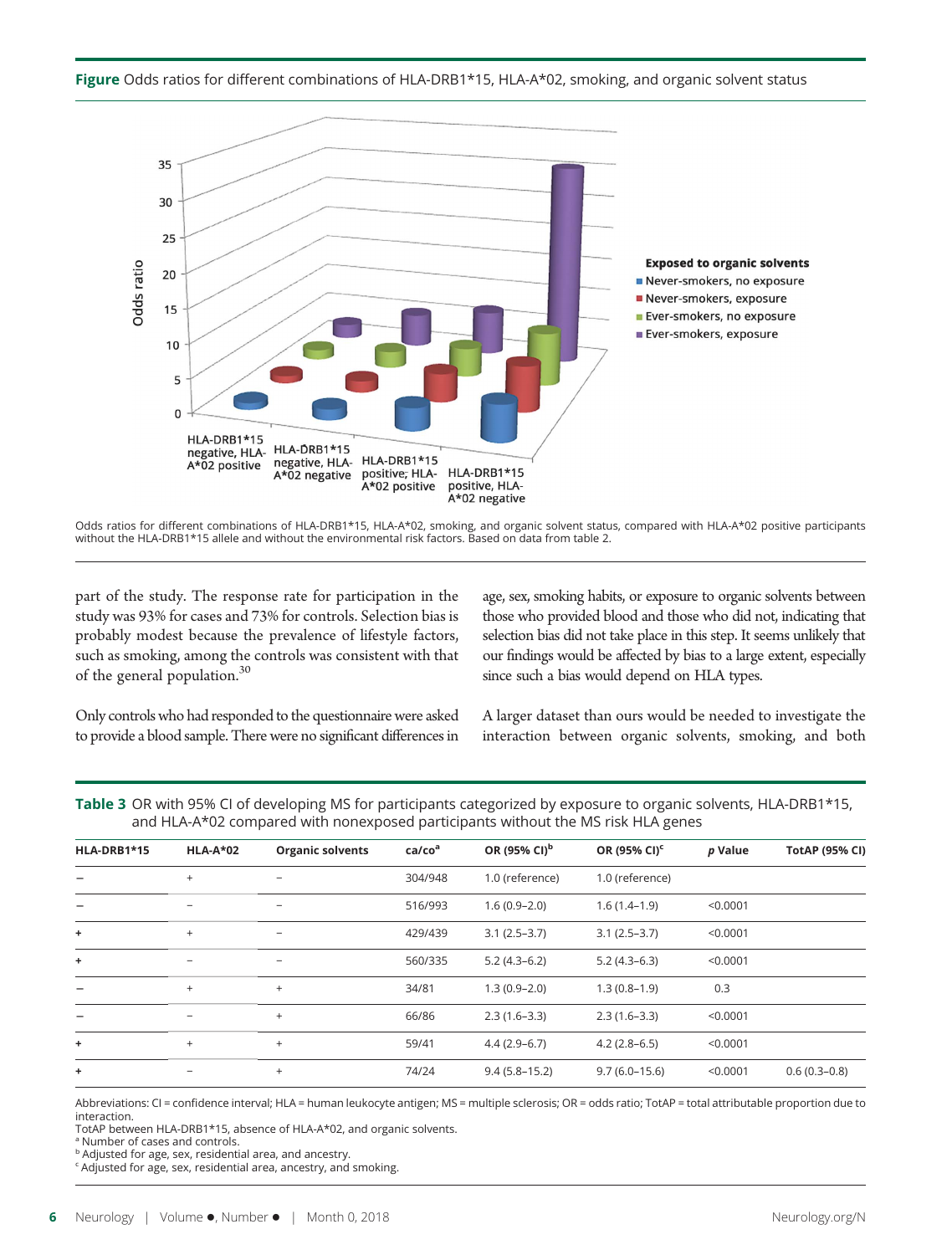**Figure** Odds ratios for different combinations of HLA-DRB1*15, HLA-A*02, smoking, and organic solvent status

Odds ratios for different combinations of HLA-DRB1*15, HLA-A*02, smoking, and organic solvent status, compared with HLA-A*02 positive participants without the HLA-DRB1*15 allele and without the environmental risk factors. Based on data from table 2.

part of the study. The response rate for participation in the study was 93% for cases and 73% for controls. Selection bias is probably modest because the prevalence of lifestyle factors, such as smoking, among the controls was consistent with that of the general population.[30]

Only controls who had responded to the questionnaire were asked to provide a blood sample. There were no significant differences in age, sex, smoking habits, or exposure to organic solvents between those who provided blood and those who did not, indicating that selection bias did not take place in this step. It seems unlikely that our findings would be affected by bias to a large extent, especially since such a bias would depend on HLA types.

A larger dataset than ours would be needed to investigate the interaction between organic solvents, smoking, and both

**Table 3** OR with 95% CI of developing MS for participants categorized by exposure to organic solvents, HLA-DRB1*15, and HLA-A*02 compared with nonexposed participants without the MS risk HLA genes

| HLA-DRB1*15 | HLA-A*02 | Organic solvents | ca/co[a] | OR (95% CI)[b] | OR (95% CI)[c] | p Value | TotAP (95% CI) |
|---|---|---|---|---|---|---|---|
| – | + | – | 304/948 | 1.0 (reference) | 1.0 (reference) | | |
| – | – | – | 516/993 | 1.6 (0.9–2.0) | 1.6 (1.4–1.9) | <0.0001 | |
| + | + | – | 429/439 | 3.1 (2.5–3.7) | 3.1 (2.5–3.7) | <0.0001 | |
| + | – | – | 560/335 | 5.2 (4.3–6.2) | 5.2 (4.3–6.3) | <0.0001 | |
| – | + | + | 34/81 | 1.3 (0.9–2.0) | 1.3 (0.8–1.9) | 0.3 | |
| – | – | + | 66/86 | 2.3 (1.6–3.3) | 2.3 (1.6–3.3) | <0.0001 | |
| + | + | + | 59/41 | 4.4 (2.9–6.7) | 4.2 (2.8–6.5) | <0.0001 | |
| + | – | + | 74/24 | 9.4 (5.8–15.2) | 9.7 (6.0–15.6) | <0.0001 | 0.6 (0.3–0.8) |

Abbreviations: CI = confidence interval; HLA = human leukocyte antigen; MS = multiple sclerosis; OR = odds ratio; TotAP = total attributable proportion due to interaction.
TotAP between HLA-DRB1*15, absence of HLA-A*02, and organic solvents.
[a] Number of cases and controls.
[b] Adjusted for age, sex, residential area, and ancestry.
[c] Adjusted for age, sex, residential area, ancestry, and smoking.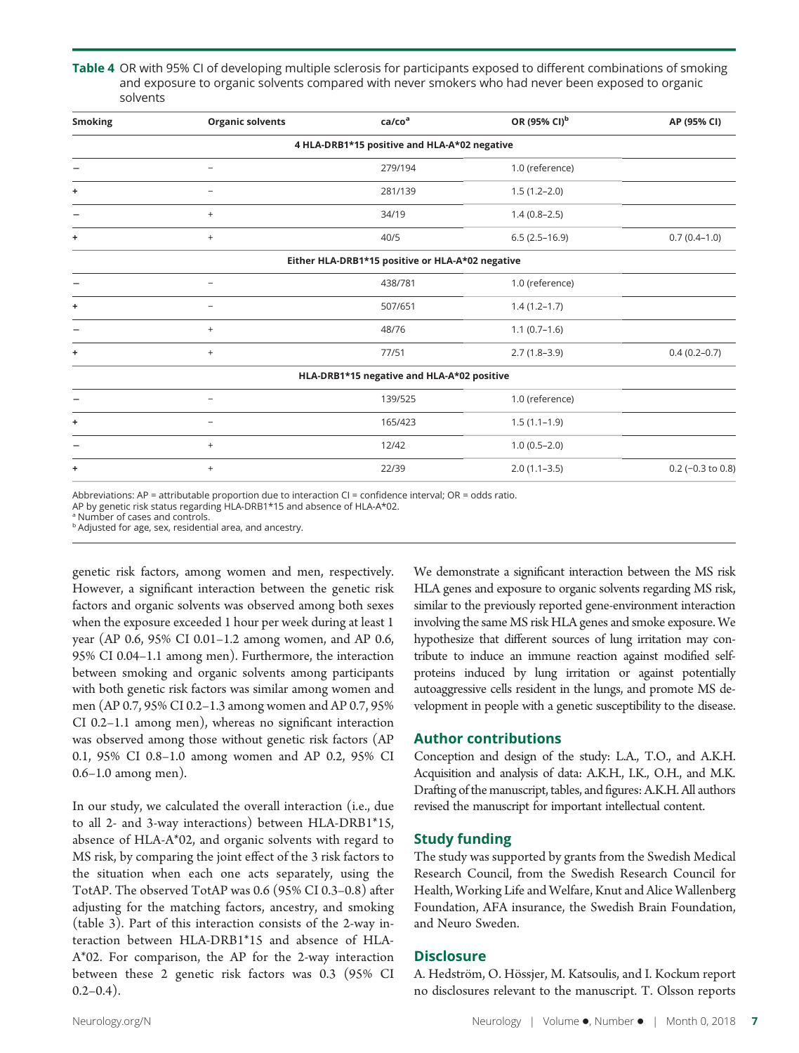**Table 4** OR with 95% CI of developing multiple sclerosis for participants exposed to different combinations of smoking and exposure to organic solvents compared with never smokers who had never been exposed to organic solvents

| Smoking | Organic solvents | ca/co[a] | OR (95% CI)[b] | AP (95% CI) |
|---|---|---|---|---|
| **4 HLA-DRB1*15 positive and HLA-A*02 negative** | | | | |
| − | − | 279/194 | 1.0 (reference) | |
| + | − | 281/139 | 1.5 (1.2–2.0) | |
| − | + | 34/19 | 1.4 (0.8–2.5) | |
| + | + | 40/5 | 6.5 (2.5–16.9) | 0.7 (0.4–1.0) |
| **Either HLA-DRB1*15 positive or HLA-A*02 negative** | | | | |
| − | − | 438/781 | 1.0 (reference) | |
| + | − | 507/651 | 1.4 (1.2–1.7) | |
| − | + | 48/76 | 1.1 (0.7–1.6) | |
| + | + | 77/51 | 2.7 (1.8–3.9) | 0.4 (0.2–0.7) |
| **HLA-DRB1*15 negative and HLA-A*02 positive** | | | | |
| − | − | 139/525 | 1.0 (reference) | |
| + | − | 165/423 | 1.5 (1.1–1.9) | |
| − | + | 12/42 | 1.0 (0.5–2.0) | |
| + | + | 22/39 | 2.0 (1.1–3.5) | 0.2 (−0.3 to 0.8) |

Abbreviations: AP = attributable proportion due to interaction CI = confidence interval; OR = odds ratio.
AP by genetic risk status regarding HLA-DRB1*15 and absence of HLA-A*02.
[a] Number of cases and controls.
[b] Adjusted for age, sex, residential area, and ancestry.

genetic risk factors, among women and men, respectively. However, a significant interaction between the genetic risk factors and organic solvents was observed among both sexes when the exposure exceeded 1 hour per week during at least 1 year (AP 0.6, 95% CI 0.01–1.2 among women, and AP 0.6, 95% CI 0.04–1.1 among men). Furthermore, the interaction between smoking and organic solvents among participants with both genetic risk factors was similar among women and men (AP 0.7, 95% CI 0.2–1.3 among women and AP 0.7, 95% CI 0.2–1.1 among men), whereas no significant interaction was observed among those without genetic risk factors (AP 0.1, 95% CI 0.8–1.0 among women and AP 0.2, 95% CI 0.6–1.0 among men).

In our study, we calculated the overall interaction (i.e., due to all 2- and 3-way interactions) between HLA-DRB1*15, absence of HLA-A*02, and organic solvents with regard to MS risk, by comparing the joint effect of the 3 risk factors to the situation when each one acts separately, using the TotAP. The observed TotAP was 0.6 (95% CI 0.3–0.8) after adjusting for the matching factors, ancestry, and smoking (table 3). Part of this interaction consists of the 2-way interaction between HLA-DRB1*15 and absence of HLA-A*02. For comparison, the AP for the 2-way interaction between these 2 genetic risk factors was 0.3 (95% CI 0.2–0.4).

We demonstrate a significant interaction between the MS risk HLA genes and exposure to organic solvents regarding MS risk, similar to the previously reported gene-environment interaction involving the same MS risk HLA genes and smoke exposure. We hypothesize that different sources of lung irritation may contribute to induce an immune reaction against modified self-proteins induced by lung irritation or against potentially autoaggressive cells resident in the lungs, and promote MS development in people with a genetic susceptibility to the disease.

## Author contributions

Conception and design of the study: L.A., T.O., and A.K.H. Acquisition and analysis of data: A.K.H., I.K., O.H., and M.K. Drafting of the manuscript, tables, and figures: A.K.H. All authors revised the manuscript for important intellectual content.

## Study funding

The study was supported by grants from the Swedish Medical Research Council, from the Swedish Research Council for Health, Working Life and Welfare, Knut and Alice Wallenberg Foundation, AFA insurance, the Swedish Brain Foundation, and Neuro Sweden.

## Disclosure

A. Hedström, O. Hössjer, M. Katsoulis, and I. Kockum report no disclosures relevant to the manuscript. T. Olsson reports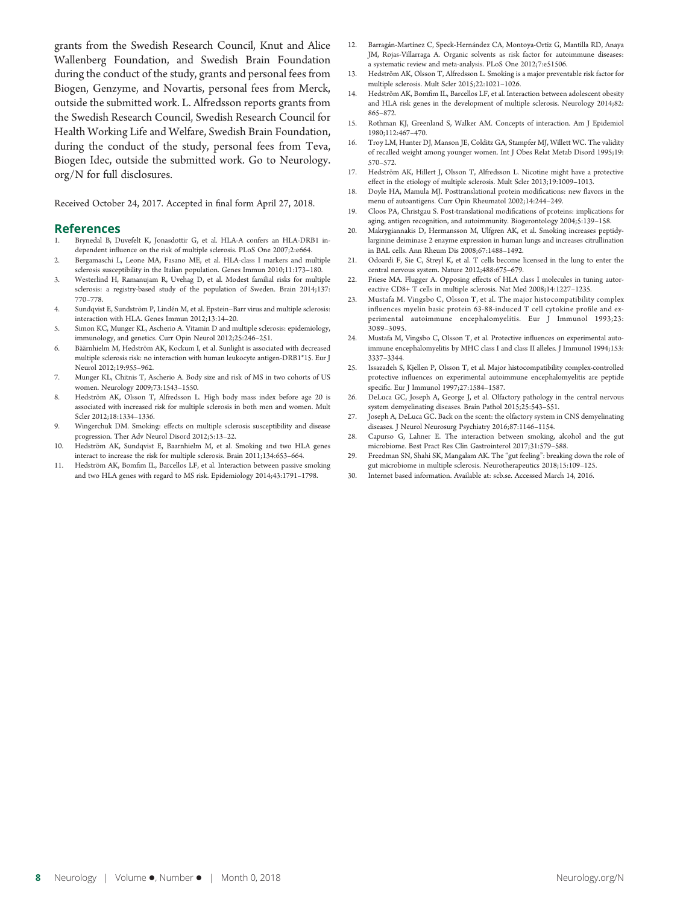grants from the Swedish Research Council, Knut and Alice Wallenberg Foundation, and Swedish Brain Foundation during the conduct of the study, grants and personal fees from Biogen, Genzyme, and Novartis, personal fees from Merck, outside the submitted work. L. Alfredsson reports grants from the Swedish Research Council, Swedish Research Council for Health Working Life and Welfare, Swedish Brain Foundation, during the conduct of the study, personal fees from Teva, Biogen Idec, outside the submitted work. Go to Neurology.org/N for full disclosures.

Received October 24, 2017. Accepted in final form April 27, 2018.

## References

1. Brynedal B, Duvefelt K, Jonasdottir G, et al. HLA-A confers an HLA-DRB1 independent influence on the risk of multiple sclerosis. PLoS One 2007;2:e664.
2. Bergamaschi L, Leone MA, Fasano ME, et al. HLA-class I markers and multiple sclerosis susceptibility in the Italian population. Genes Immun 2010;11:173–180.
3. Westerlind H, Ramanujam R, Uvehag D, et al. Modest familial risks for multiple sclerosis: a registry-based study of the population of Sweden. Brain 2014;137:770–778.
4. Sundqvist E, Sundström P, Lindén M, et al. Epstein–Barr virus and multiple sclerosis: interaction with HLA. Genes Immun 2012;13:14–20.
5. Simon KC, Munger KL, Ascherio A. Vitamin D and multiple sclerosis: epidemiology, immunology, and genetics. Curr Opin Neurol 2012;25:246–251.
6. Bäärnhielm M, Hedström AK, Kockum I, et al. Sunlight is associated with decreased multiple sclerosis risk: no interaction with human leukocyte antigen-DRB1*15. Eur J Neurol 2012;19:955–962.
7. Munger KL, Chitnis T, Ascherio A. Body size and risk of MS in two cohorts of US women. Neurology 2009;73:1543–1550.
8. Hedström AK, Olsson T, Alfredsson L. High body mass index before age 20 is associated with increased risk for multiple sclerosis in both men and women. Mult Scler 2012;18:1334–1336.
9. Wingerchuk DM. Smoking: effects on multiple sclerosis susceptibility and disease progression. Ther Adv Neurol Disord 2012;5:13–22.
10. Hedström AK, Sundqvist E, Baarnhielm M, et al. Smoking and two HLA genes interact to increase the risk for multiple sclerosis. Brain 2011;134:653–664.
11. Hedström AK, Bomfim IL, Barcellos LF, et al. Interaction between passive smoking and two HLA genes with regard to MS risk. Epidemiology 2014;43:1791–1798.
12. Barragán-Martínez C, Speck-Hernández CA, Montoya-Ortiz G, Mantilla RD, Anaya JM, Rojas-Villarraga A. Organic solvents as risk factor for autoimmune diseases: a systematic review and meta-analysis. PLoS One 2012;7:e51506.
13. Hedström AK, Olsson T, Alfredsson L. Smoking is a major preventable risk factor for multiple sclerosis. Mult Scler 2015;22:1021–1026.
14. Hedström AK, Bomfim IL, Barcellos LF, et al. Interaction between adolescent obesity and HLA risk genes in the development of multiple sclerosis. Neurology 2014;82:865–872.
15. Rothman KJ, Greenland S, Walker AM. Concepts of interaction. Am J Epidemiol 1980;112:467–470.
16. Troy LM, Hunter DJ, Manson JE, Colditz GA, Stampfer MJ, Willett WC. The validity of recalled weight among younger women. Int J Obes Relat Metab Disord 1995;19:570–572.
17. Hedström AK, Hillert J, Olsson T, Alfredsson L. Nicotine might have a protective effect in the etiology of multiple sclerosis. Mult Scler 2013;19:1009–1013.
18. Doyle HA, Mamula MJ. Posttranslational protein modifications: new flavors in the menu of autoantigens. Curr Opin Rheumatol 2002;14:244–249.
19. Cloos PA, Christgau S. Post-translational modifications of proteins: implications for aging, antigen recognition, and autoimmunity. Biogerontology 2004;5:139–158.
20. Makrygiannakis D, Hermansson M, Ulfgren AK, et al. Smoking increases peptidylarginine deiminase 2 enzyme expression in human lungs and increases citrullination in BAL cells. Ann Rheum Dis 2008;67:1488–1492.
21. Odoardi F, Sie C, Streyl K, et al. T cells become licensed in the lung to enter the central nervous system. Nature 2012;488:675–679.
22. Friese MA. Flugger A. Opposing effects of HLA class I molecules in tuning autoreactive CD8+ T cells in multiple sclerosis. Nat Med 2008;14:1227–1235.
23. Mustafa M. Vingsbo C, Olsson T, et al. The major histocompatibility complex influences myelin basic protein 63-88-induced T cell cytokine profile and experimental autoimmune encephalomyelitis. Eur J Immunol 1993;23:3089–3095.
24. Mustafa M, Vingsbo C, Olsson T, et al. Protective influences on experimental autoimmune encephalomyelitis by MHC class I and class II alleles. J Immunol 1994;153:3337–3344.
25. Issazadeh S, Kjellen P, Olsson T, et al. Major histocompatibility complex-controlled protective influences on experimental autoimmune encephalomyelitis are peptide specific. Eur J Immunol 1997;27:1584–1587.
26. DeLuca GC, Joseph A, George J, et al. Olfactory pathology in the central nervous system demyelinating diseases. Brain Pathol 2015;25:543–551.
27. Joseph A, DeLuca GC. Back on the scent: the olfactory system in CNS demyelinating diseases. J Neurol Neurosurg Psychiatry 2016;87:1146–1154.
28. Capurso G, Lahner E. The interaction between smoking, alcohol and the gut microbiome. Best Pract Res Clin Gastrointerol 2017;31:579–588.
29. Freedman SN, Shahi SK, Mangalam AK. The "gut feeling": breaking down the role of gut microbiome in multiple sclerosis. Neurotherapeutics 2018;15:109–125.
30. Internet based information. Available at: scb.se. Accessed March 14, 2016.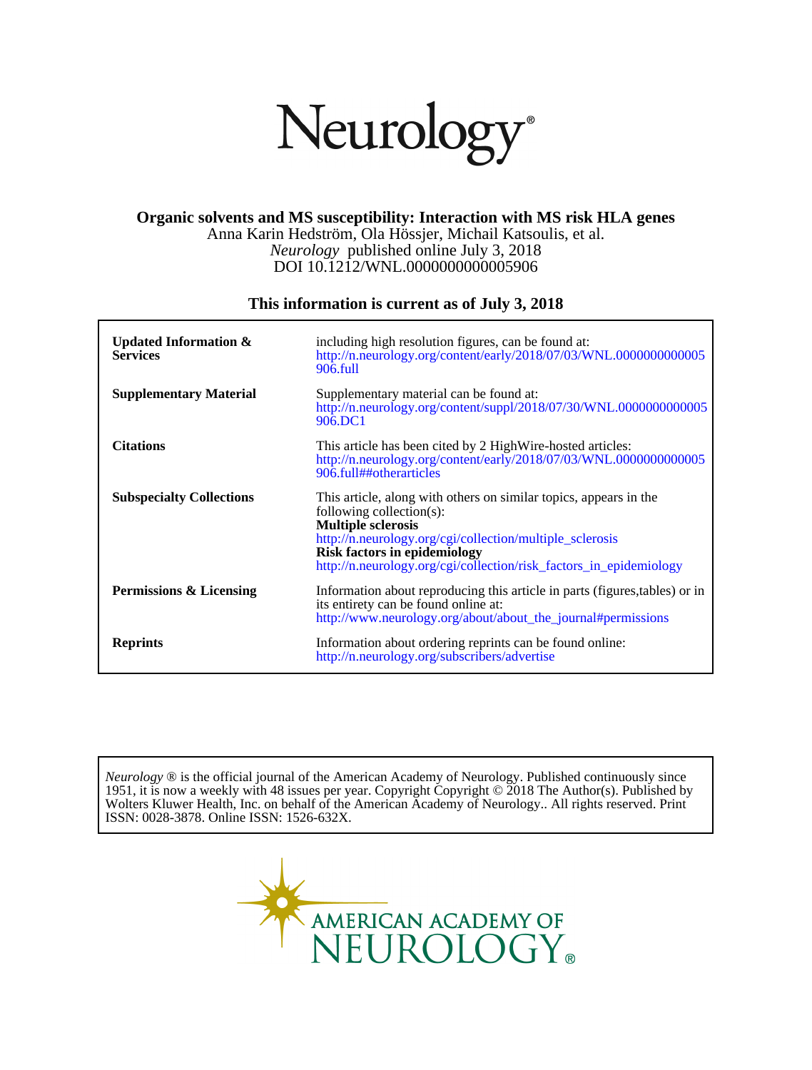# Neurology®

**Organic solvents and MS susceptibility: Interaction with MS risk HLA genes**

Anna Karin Hedström, Ola Hössjer, Michail Katsoulis, et al.

*Neurology* published online July 3, 2018

DOI 10.1212/WNL.0000000000005906

**This information is current as of July 3, 2018**

| | |
|---|---|
| **Updated Information & Services** | including high resolution figures, can be found at: http://n.neurology.org/content/early/2018/07/03/WNL.0000000000005906.full |
| **Supplementary Material** | Supplementary material can be found at: http://n.neurology.org/content/suppl/2018/07/30/WNL.0000000000005906.DC1 |
| **Citations** | This article has been cited by 2 HighWire-hosted articles: http://n.neurology.org/content/early/2018/07/03/WNL.0000000000005906.full##otherarticles |
| **Subspecialty Collections** | This article, along with others on similar topics, appears in the following collection(s): **Multiple sclerosis** http://n.neurology.org/cgi/collection/multiple_sclerosis **Risk factors in epidemiology** http://n.neurology.org/cgi/collection/risk_factors_in_epidemiology |
| **Permissions & Licensing** | Information about reproducing this article in parts (figures,tables) or in its entirety can be found online at: http://www.neurology.org/about/about_the_journal#permissions |
| **Reprints** | Information about ordering reprints can be found online: http://n.neurology.org/subscribers/advertise |

*Neurology* ® is the official journal of the American Academy of Neurology. Published continuously since 1951, it is now a weekly with 48 issues per year. Copyright Copyright © 2018 The Author(s). Published by Wolters Kluwer Health, Inc. on behalf of the American Academy of Neurology.. All rights reserved. Print ISSN: 0028-3878. Online ISSN: 1526-632X.

AMERICAN ACADEMY OF NEUROLOGY®